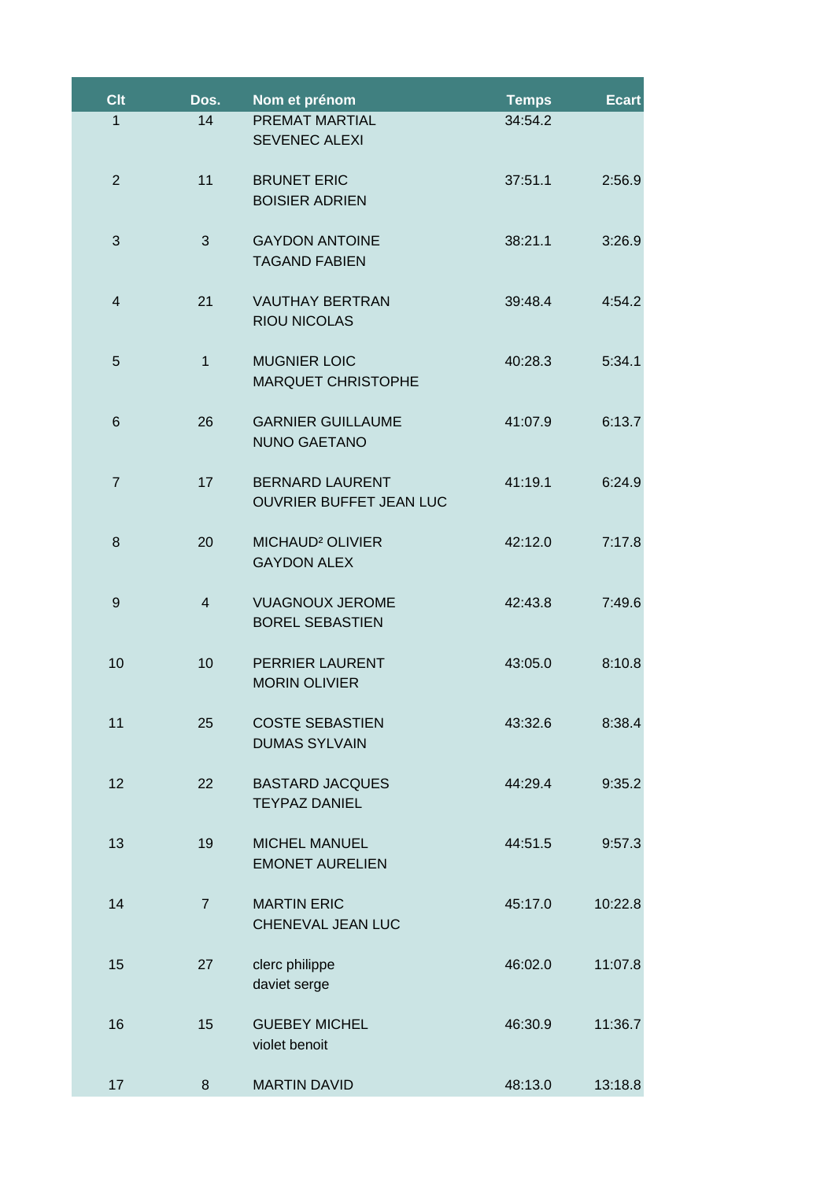| Clt | Dos. | Nom et prénom | Temps | Ecart |
|---|---|---|---|---|
| 1 | 14 | PREMAT MARTIAL<br>SEVENEC ALEXI | 34:54.2 | |
| 2 | 11 | BRUNET ERIC<br>BOISIER ADRIEN | 37:51.1 | 2:56.9 |
| 3 | 3 | GAYDON ANTOINE<br>TAGAND FABIEN | 38:21.1 | 3:26.9 |
| 4 | 21 | VAUTHAY BERTRAN<br>RIOU NICOLAS | 39:48.4 | 4:54.2 |
| 5 | 1 | MUGNIER LOIC<br>MARQUET CHRISTOPHE | 40:28.3 | 5:34.1 |
| 6 | 26 | GARNIER GUILLAUME<br>NUNO GAETANO | 41:07.9 | 6:13.7 |
| 7 | 17 | BERNARD LAURENT<br>OUVRIER BUFFET JEAN LUC | 41:19.1 | 6:24.9 |
| 8 | 20 | MICHAUD² OLIVIER<br>GAYDON ALEX | 42:12.0 | 7:17.8 |
| 9 | 4 | VUAGNOUX JEROME<br>BOREL SEBASTIEN | 42:43.8 | 7:49.6 |
| 10 | 10 | PERRIER LAURENT<br>MORIN OLIVIER | 43:05.0 | 8:10.8 |
| 11 | 25 | COSTE SEBASTIEN<br>DUMAS SYLVAIN | 43:32.6 | 8:38.4 |
| 12 | 22 | BASTARD JACQUES<br>TEYPAZ DANIEL | 44:29.4 | 9:35.2 |
| 13 | 19 | MICHEL MANUEL<br>EMONET AURELIEN | 44:51.5 | 9:57.3 |
| 14 | 7 | MARTIN ERIC<br>CHENEVAL JEAN LUC | 45:17.0 | 10:22.8 |
| 15 | 27 | clerc philippe<br>daviet serge | 46:02.0 | 11:07.8 |
| 16 | 15 | GUEBEY MICHEL<br>violet benoit | 46:30.9 | 11:36.7 |
| 17 | 8 | MARTIN DAVID | 48:13.0 | 13:18.8 |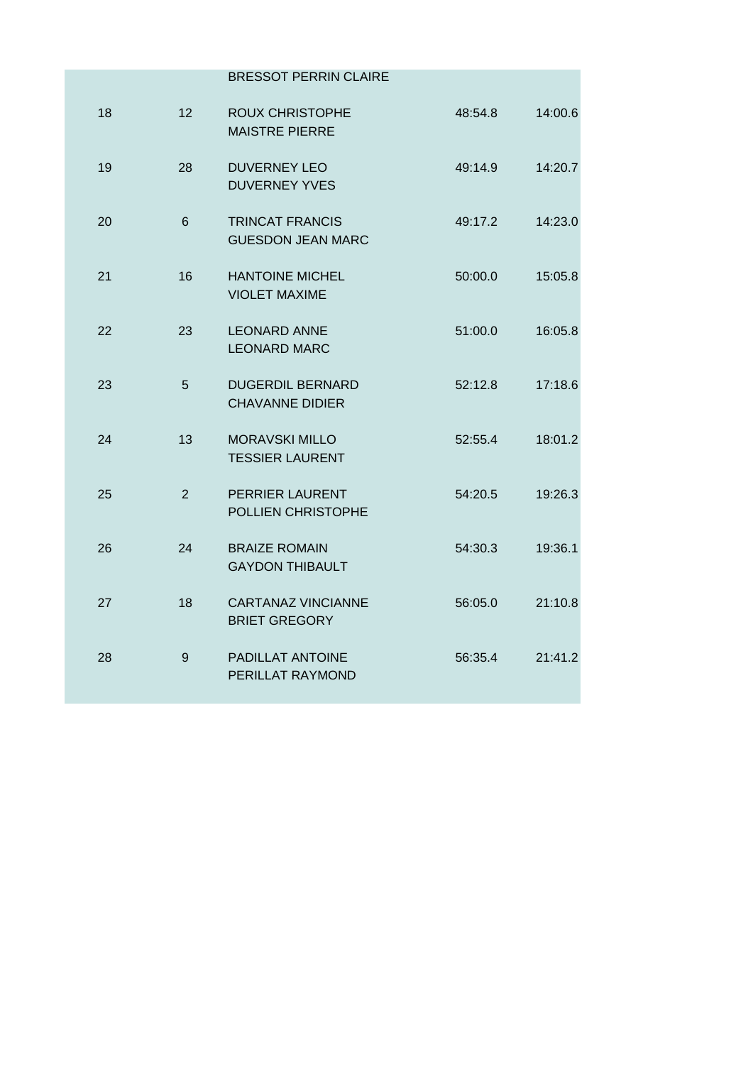| | | | | |
|---|---|---|---|---|
| | | BRESSOT PERRIN CLAIRE | | |
| 18 | 12 | ROUX CHRISTOPHE<br>MAISTRE PIERRE | 48:54.8 | 14:00.6 |
| 19 | 28 | DUVERNEY LEO<br>DUVERNEY YVES | 49:14.9 | 14:20.7 |
| 20 | 6 | TRINCAT FRANCIS<br>GUESDON JEAN MARC | 49:17.2 | 14:23.0 |
| 21 | 16 | HANTOINE MICHEL<br>VIOLET MAXIME | 50:00.0 | 15:05.8 |
| 22 | 23 | LEONARD ANNE<br>LEONARD MARC | 51:00.0 | 16:05.8 |
| 23 | 5 | DUGERDIL BERNARD<br>CHAVANNE DIDIER | 52:12.8 | 17:18.6 |
| 24 | 13 | MORAVSKI MILLO<br>TESSIER LAURENT | 52:55.4 | 18:01.2 |
| 25 | 2 | PERRIER LAURENT<br>POLLIEN CHRISTOPHE | 54:20.5 | 19:26.3 |
| 26 | 24 | BRAIZE ROMAIN<br>GAYDON THIBAULT | 54:30.3 | 19:36.1 |
| 27 | 18 | CARTANAZ VINCIANNE<br>BRIET GREGORY | 56:05.0 | 21:10.8 |
| 28 | 9 | PADILLAT ANTOINE<br>PERILLAT RAYMOND | 56:35.4 | 21:41.2 |